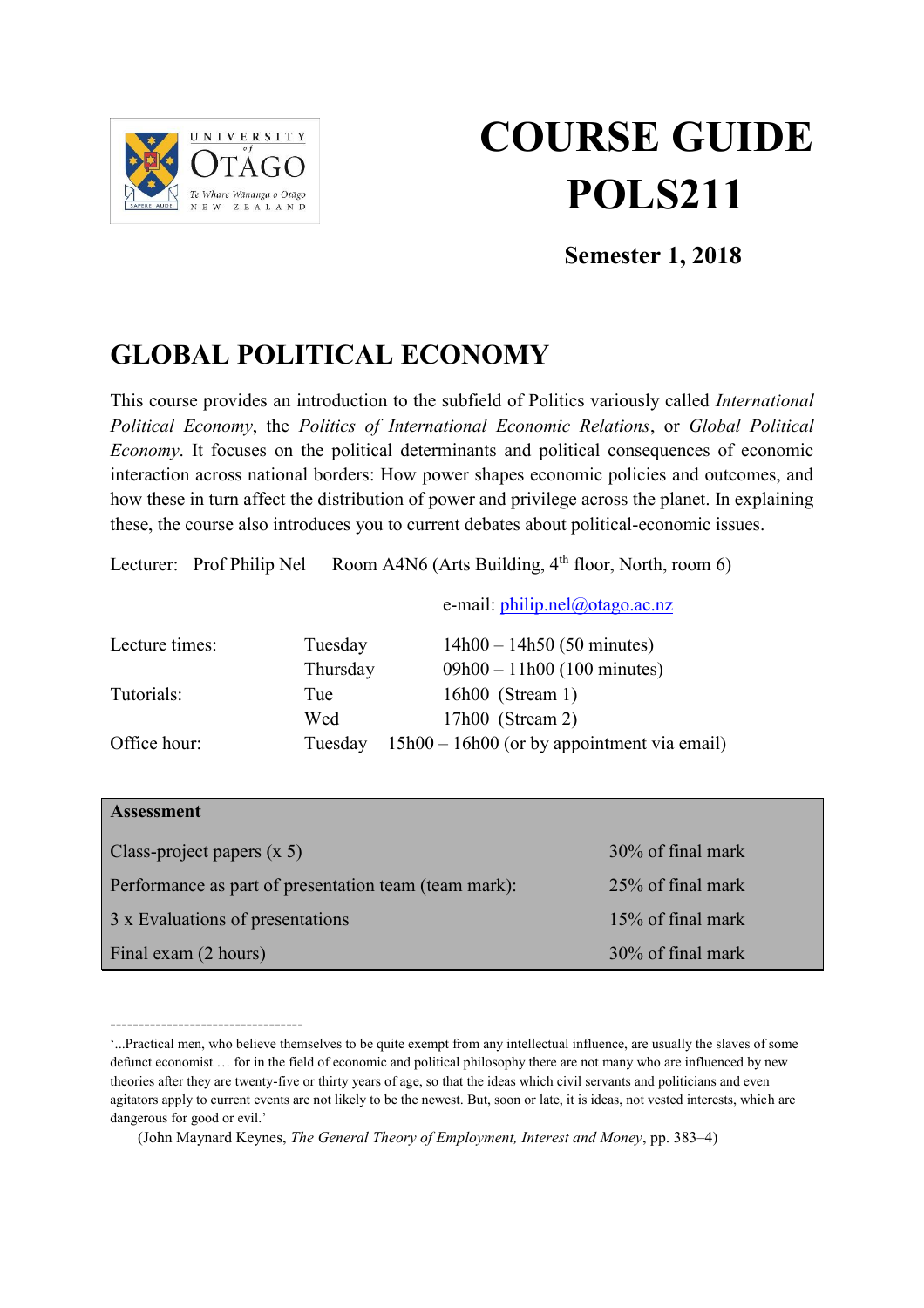# COURSE GUIDE POLS211

**Semester 1, 2018**

## GLOBAL POLITICAL ECONOMY

This course provides an introduction to the subfield of Politics variously called *International Political Economy*, the *Politics of International Economic Relations*, or *Global Political Economy*. It focuses on the political determinants and political consequences of economic interaction across national borders: How power shapes economic policies and outcomes, and how these in turn affect the distribution of power and privilege across the planet. In explaining these, the course also introduces you to current debates about political-economic issues.

Lecturer: Prof Philip Nel Room A4N6 (Arts Building, 4th floor, North, room 6)

e-mail: philip.nel@otago.ac.nz

| | | |
|---|---|---|
| Lecture times: | Tuesday | 14h00 – 14h50 (50 minutes) |
| | Thursday | 09h00 – 11h00 (100 minutes) |
| Tutorials: | Tue | 16h00 (Stream 1) |
| | Wed | 17h00 (Stream 2) |
| Office hour: | Tuesday | 15h00 – 16h00 (or by appointment via email) |

| **Assessment** | |
|---|---|
| Class-project papers (x 5) | 30% of final mark |
| Performance as part of presentation team (team mark): | 25% of final mark |
| 3 x Evaluations of presentations | 15% of final mark |
| Final exam (2 hours) | 30% of final mark |

----------------------------------

'...Practical men, who believe themselves to be quite exempt from any intellectual influence, are usually the slaves of some defunct economist … for in the field of economic and political philosophy there are not many who are influenced by new theories after they are twenty-five or thirty years of age, so that the ideas which civil servants and politicians and even agitators apply to current events are not likely to be the newest. But, soon or late, it is ideas, not vested interests, which are dangerous for good or evil.'

(John Maynard Keynes, *The General Theory of Employment, Interest and Money*, pp. 383–4)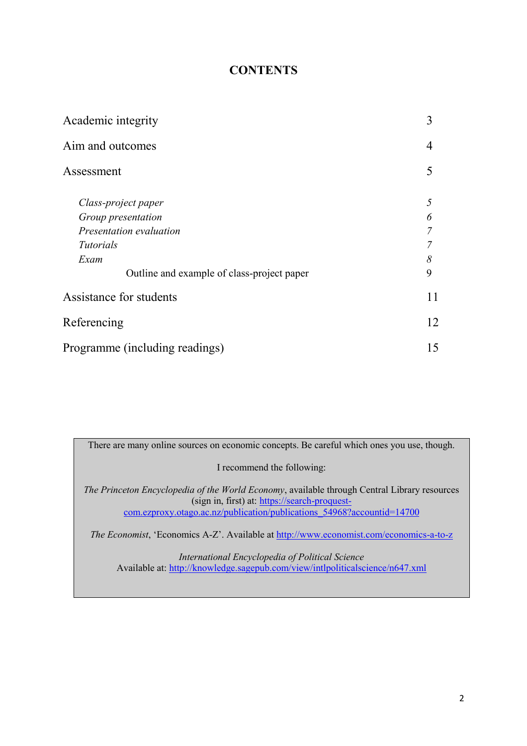# CONTENTS

| | |
|---|---|
| Academic integrity | 3 |
| Aim and outcomes | 4 |
| Assessment | 5 |
| *Class-project paper* | *5* |
| *Group presentation* | *6* |
| *Presentation evaluation* | *7* |
| *Tutorials* | *7* |
| *Exam* | *8* |
| Outline and example of class-project paper | 9 |
| Assistance for students | 11 |
| Referencing | 12 |
| Programme (including readings) | 15 |

There are many online sources on economic concepts. Be careful which ones you use, though.

I recommend the following:

*The Princeton Encyclopedia of the World Economy*, available through Central Library resources (sign in, first) at: https://search-proquest-com.ezproxy.otago.ac.nz/publication/publications_54968?accountid=14700

*The Economist*, 'Economics A-Z'. Available at http://www.economist.com/economics-a-to-z

*International Encyclopedia of Political Science*
Available at: http://knowledge.sagepub.com/view/intlpoliticalscience/n647.xml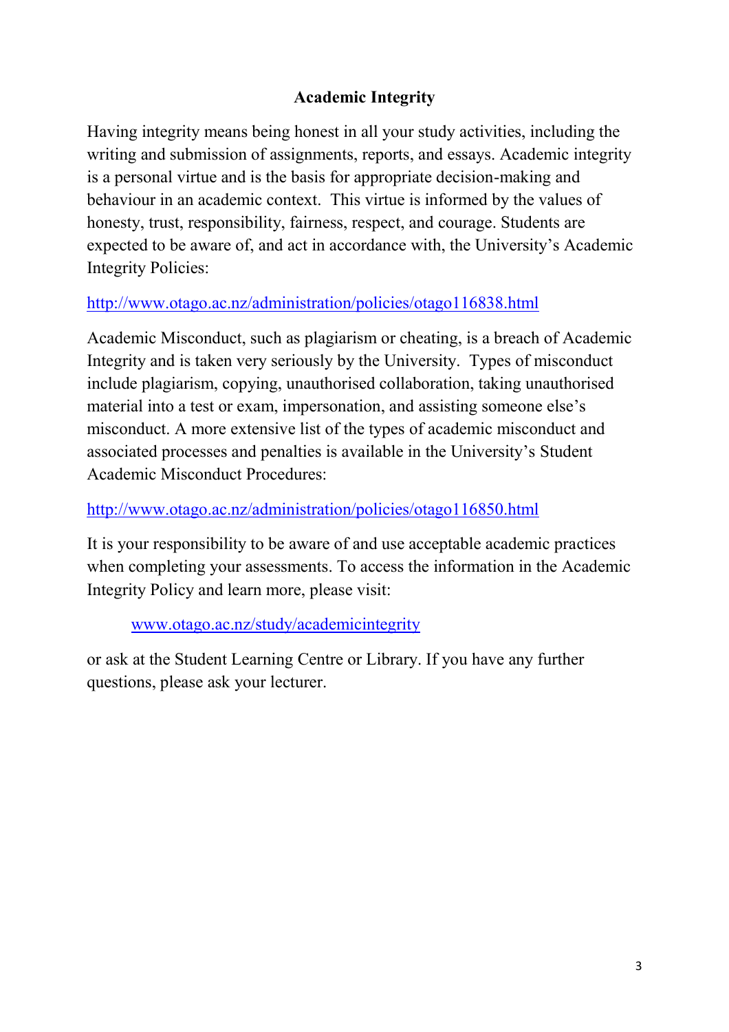## Academic Integrity

Having integrity means being honest in all your study activities, including the writing and submission of assignments, reports, and essays. Academic integrity is a personal virtue and is the basis for appropriate decision-making and behaviour in an academic context. This virtue is informed by the values of honesty, trust, responsibility, fairness, respect, and courage. Students are expected to be aware of, and act in accordance with, the University's Academic Integrity Policies:

http://www.otago.ac.nz/administration/policies/otago116838.html

Academic Misconduct, such as plagiarism or cheating, is a breach of Academic Integrity and is taken very seriously by the University. Types of misconduct include plagiarism, copying, unauthorised collaboration, taking unauthorised material into a test or exam, impersonation, and assisting someone else's misconduct. A more extensive list of the types of academic misconduct and associated processes and penalties is available in the University's Student Academic Misconduct Procedures:

http://www.otago.ac.nz/administration/policies/otago116850.html

It is your responsibility to be aware of and use acceptable academic practices when completing your assessments. To access the information in the Academic Integrity Policy and learn more, please visit:

www.otago.ac.nz/study/academicintegrity

or ask at the Student Learning Centre or Library. If you have any further questions, please ask your lecturer.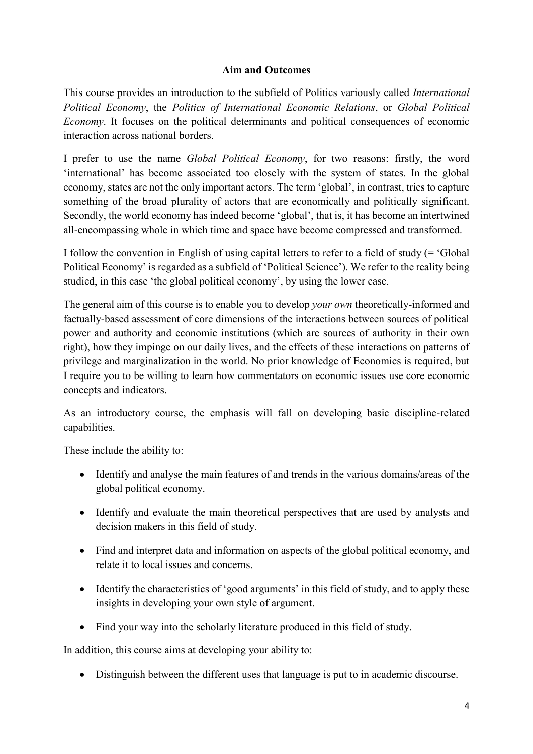## Aim and Outcomes

This course provides an introduction to the subfield of Politics variously called *International Political Economy*, the *Politics of International Economic Relations*, or *Global Political Economy*. It focuses on the political determinants and political consequences of economic interaction across national borders.

I prefer to use the name *Global Political Economy*, for two reasons: firstly, the word 'international' has become associated too closely with the system of states. In the global economy, states are not the only important actors. The term 'global', in contrast, tries to capture something of the broad plurality of actors that are economically and politically significant. Secondly, the world economy has indeed become 'global', that is, it has become an intertwined all-encompassing whole in which time and space have become compressed and transformed.

I follow the convention in English of using capital letters to refer to a field of study (= 'Global Political Economy' is regarded as a subfield of 'Political Science'). We refer to the reality being studied, in this case 'the global political economy', by using the lower case.

The general aim of this course is to enable you to develop *your own* theoretically-informed and factually-based assessment of core dimensions of the interactions between sources of political power and authority and economic institutions (which are sources of authority in their own right), how they impinge on our daily lives, and the effects of these interactions on patterns of privilege and marginalization in the world. No prior knowledge of Economics is required, but I require you to be willing to learn how commentators on economic issues use core economic concepts and indicators.

As an introductory course, the emphasis will fall on developing basic discipline-related capabilities.

These include the ability to:

- Identify and analyse the main features of and trends in the various domains/areas of the global political economy.
- Identify and evaluate the main theoretical perspectives that are used by analysts and decision makers in this field of study.
- Find and interpret data and information on aspects of the global political economy, and relate it to local issues and concerns.
- Identify the characteristics of 'good arguments' in this field of study, and to apply these insights in developing your own style of argument.
- Find your way into the scholarly literature produced in this field of study.

In addition, this course aims at developing your ability to:

- Distinguish between the different uses that language is put to in academic discourse.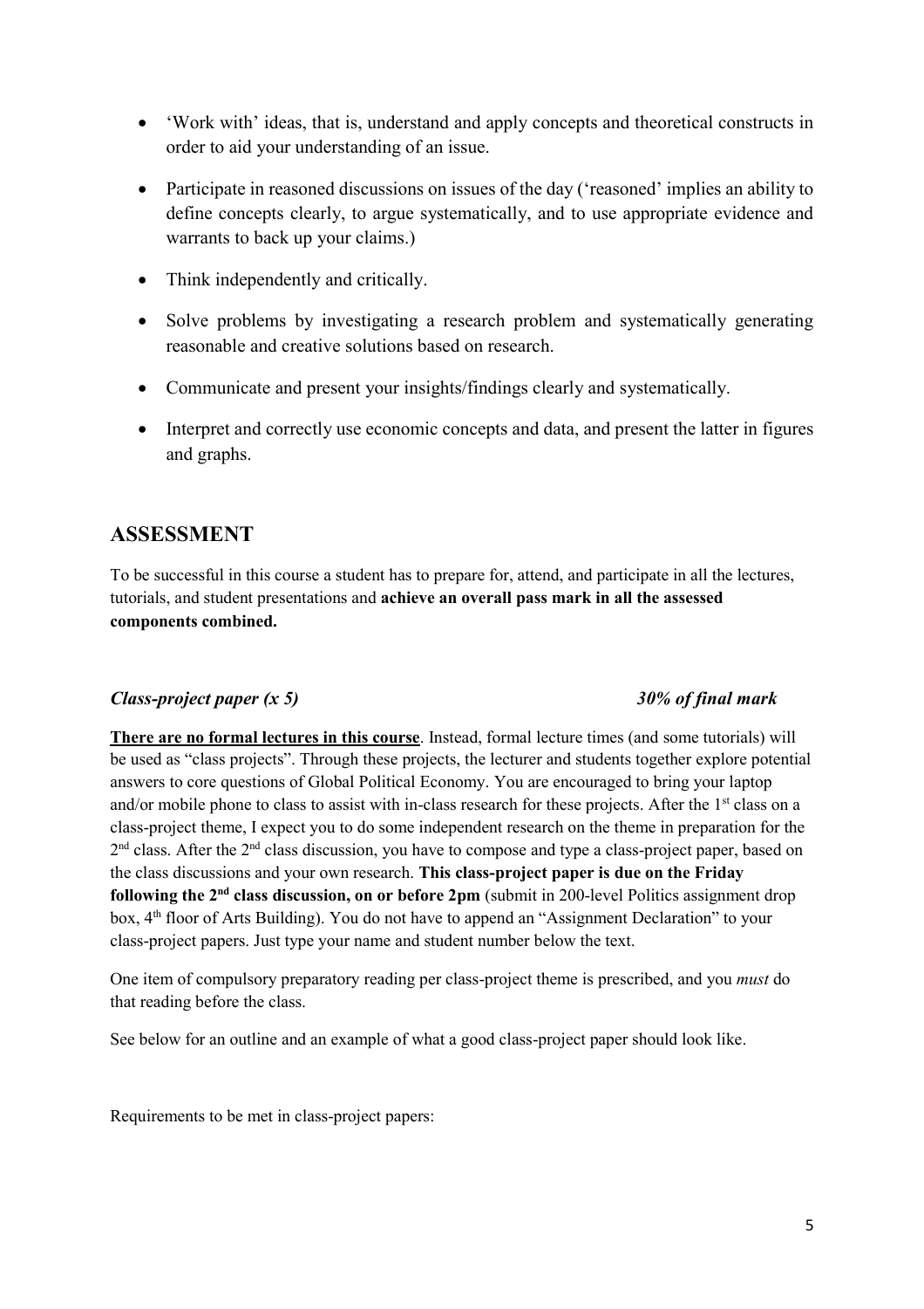- 'Work with' ideas, that is, understand and apply concepts and theoretical constructs in order to aid your understanding of an issue.
- Participate in reasoned discussions on issues of the day ('reasoned' implies an ability to define concepts clearly, to argue systematically, and to use appropriate evidence and warrants to back up your claims.)
- Think independently and critically.
- Solve problems by investigating a research problem and systematically generating reasonable and creative solutions based on research.
- Communicate and present your insights/findings clearly and systematically.
- Interpret and correctly use economic concepts and data, and present the latter in figures and graphs.

## ASSESSMENT

To be successful in this course a student has to prepare for, attend, and participate in all the lectures, tutorials, and student presentations and **achieve an overall pass mark in all the assessed components combined.**

***Class-project paper (x 5)*** ***30% of final mark***

**<u>There are no formal lectures in this course</u>**. Instead, formal lecture times (and some tutorials) will be used as "class projects". Through these projects, the lecturer and students together explore potential answers to core questions of Global Political Economy. You are encouraged to bring your laptop and/or mobile phone to class to assist with in-class research for these projects. After the 1st class on a class-project theme, I expect you to do some independent research on the theme in preparation for the 2nd class. After the 2nd class discussion, you have to compose and type a class-project paper, based on the class discussions and your own research. **This class-project paper is due on the Friday following the 2nd class discussion, on or before 2pm** (submit in 200-level Politics assignment drop box, 4th floor of Arts Building). You do not have to append an "Assignment Declaration" to your class-project papers. Just type your name and student number below the text.

One item of compulsory preparatory reading per class-project theme is prescribed, and you *must* do that reading before the class.

See below for an outline and an example of what a good class-project paper should look like.

Requirements to be met in class-project papers: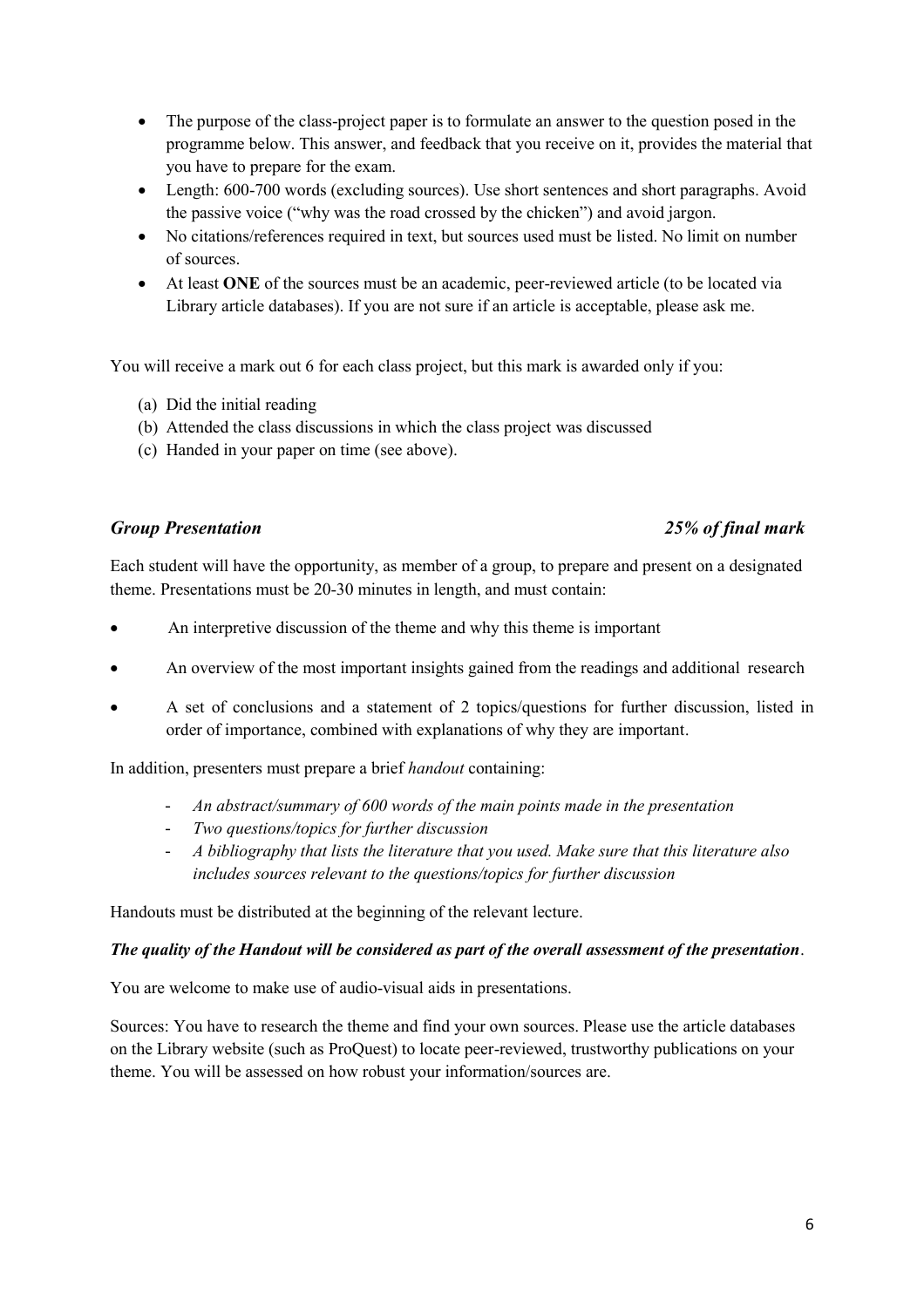- The purpose of the class-project paper is to formulate an answer to the question posed in the programme below. This answer, and feedback that you receive on it, provides the material that you have to prepare for the exam.
- Length: 600-700 words (excluding sources). Use short sentences and short paragraphs. Avoid the passive voice ("why was the road crossed by the chicken") and avoid jargon.
- No citations/references required in text, but sources used must be listed. No limit on number of sources.
- At least **ONE** of the sources must be an academic, peer-reviewed article (to be located via Library article databases). If you are not sure if an article is acceptable, please ask me.

You will receive a mark out 6 for each class project, but this mark is awarded only if you:

(a) Did the initial reading
(b) Attended the class discussions in which the class project was discussed
(c) Handed in your paper on time (see above).

***Group Presentation*** ***25% of final mark***

Each student will have the opportunity, as member of a group, to prepare and present on a designated theme. Presentations must be 20-30 minutes in length, and must contain:

- An interpretive discussion of the theme and why this theme is important
- An overview of the most important insights gained from the readings and additional research
- A set of conclusions and a statement of 2 topics/questions for further discussion, listed in order of importance, combined with explanations of why they are important.

In addition, presenters must prepare a brief *handout* containing:

- *An abstract/summary of 600 words of the main points made in the presentation*
- *Two questions/topics for further discussion*
- *A bibliography that lists the literature that you used. Make sure that this literature also includes sources relevant to the questions/topics for further discussion*

Handouts must be distributed at the beginning of the relevant lecture.

***The quality of the Handout will be considered as part of the overall assessment of the presentation***.

You are welcome to make use of audio-visual aids in presentations.

Sources: You have to research the theme and find your own sources. Please use the article databases on the Library website (such as ProQuest) to locate peer-reviewed, trustworthy publications on your theme. You will be assessed on how robust your information/sources are.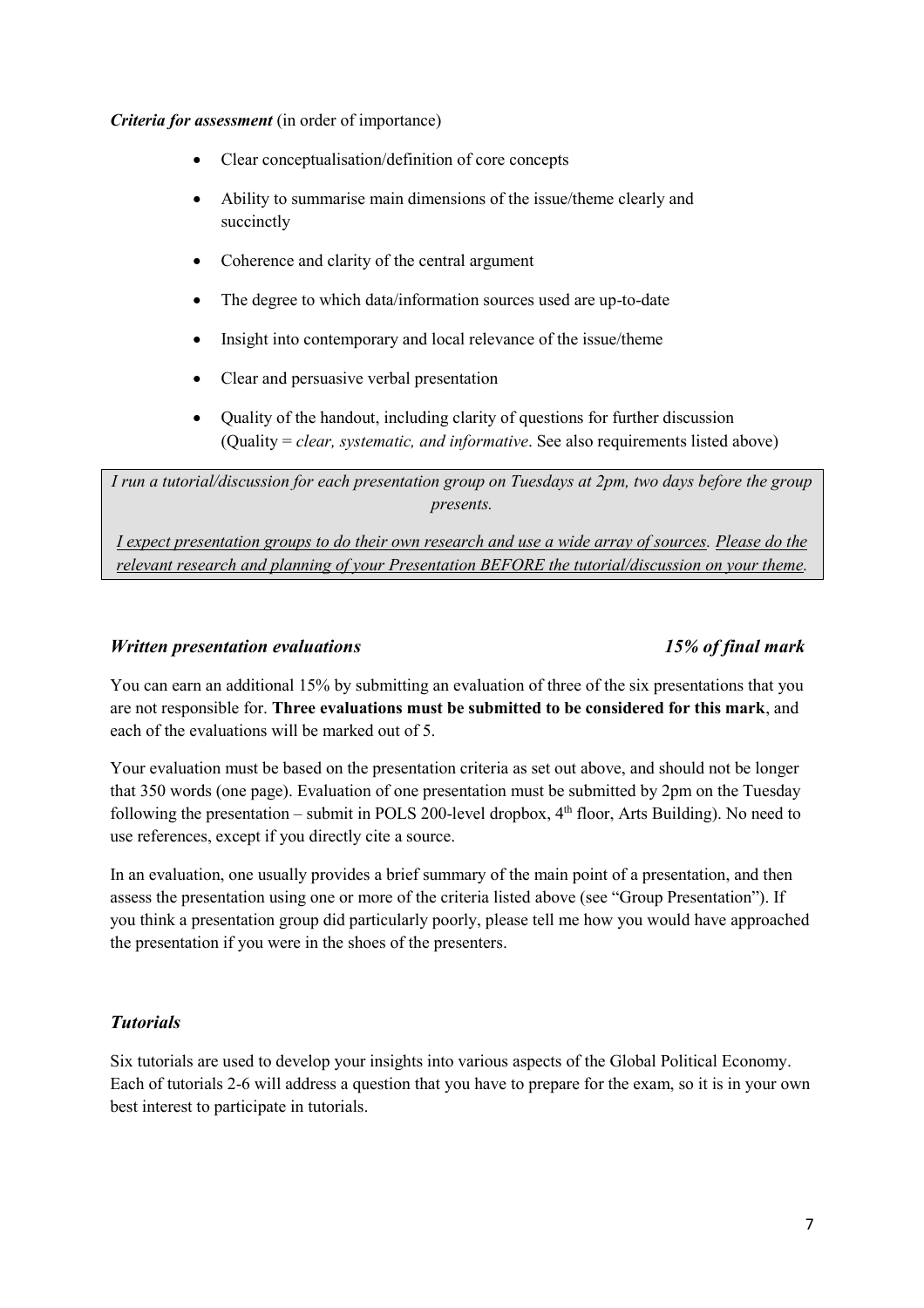***Criteria for assessment*** (in order of importance)

- Clear conceptualisation/definition of core concepts
- Ability to summarise main dimensions of the issue/theme clearly and succinctly
- Coherence and clarity of the central argument
- The degree to which data/information sources used are up-to-date
- Insight into contemporary and local relevance of the issue/theme
- Clear and persuasive verbal presentation
- Quality of the handout, including clarity of questions for further discussion (Quality = *clear, systematic, and informative*. See also requirements listed above)

> *I run a tutorial/discussion for each presentation group on Tuesdays at 2pm, two days before the group presents.*
>
> *I expect presentation groups to do their own research and use a wide array of sources. Please do the relevant research and planning of your Presentation BEFORE the tutorial/discussion on your theme.*

### *Written presentation evaluations* — *15% of final mark*

You can earn an additional 15% by submitting an evaluation of three of the six presentations that you are not responsible for. **Three evaluations must be submitted to be considered for this mark**, and each of the evaluations will be marked out of 5.

Your evaluation must be based on the presentation criteria as set out above, and should not be longer that 350 words (one page). Evaluation of one presentation must be submitted by 2pm on the Tuesday following the presentation – submit in POLS 200-level dropbox, 4th floor, Arts Building). No need to use references, except if you directly cite a source.

In an evaluation, one usually provides a brief summary of the main point of a presentation, and then assess the presentation using one or more of the criteria listed above (see "Group Presentation"). If you think a presentation group did particularly poorly, please tell me how you would have approached the presentation if you were in the shoes of the presenters.

### *Tutorials*

Six tutorials are used to develop your insights into various aspects of the Global Political Economy. Each of tutorials 2-6 will address a question that you have to prepare for the exam, so it is in your own best interest to participate in tutorials.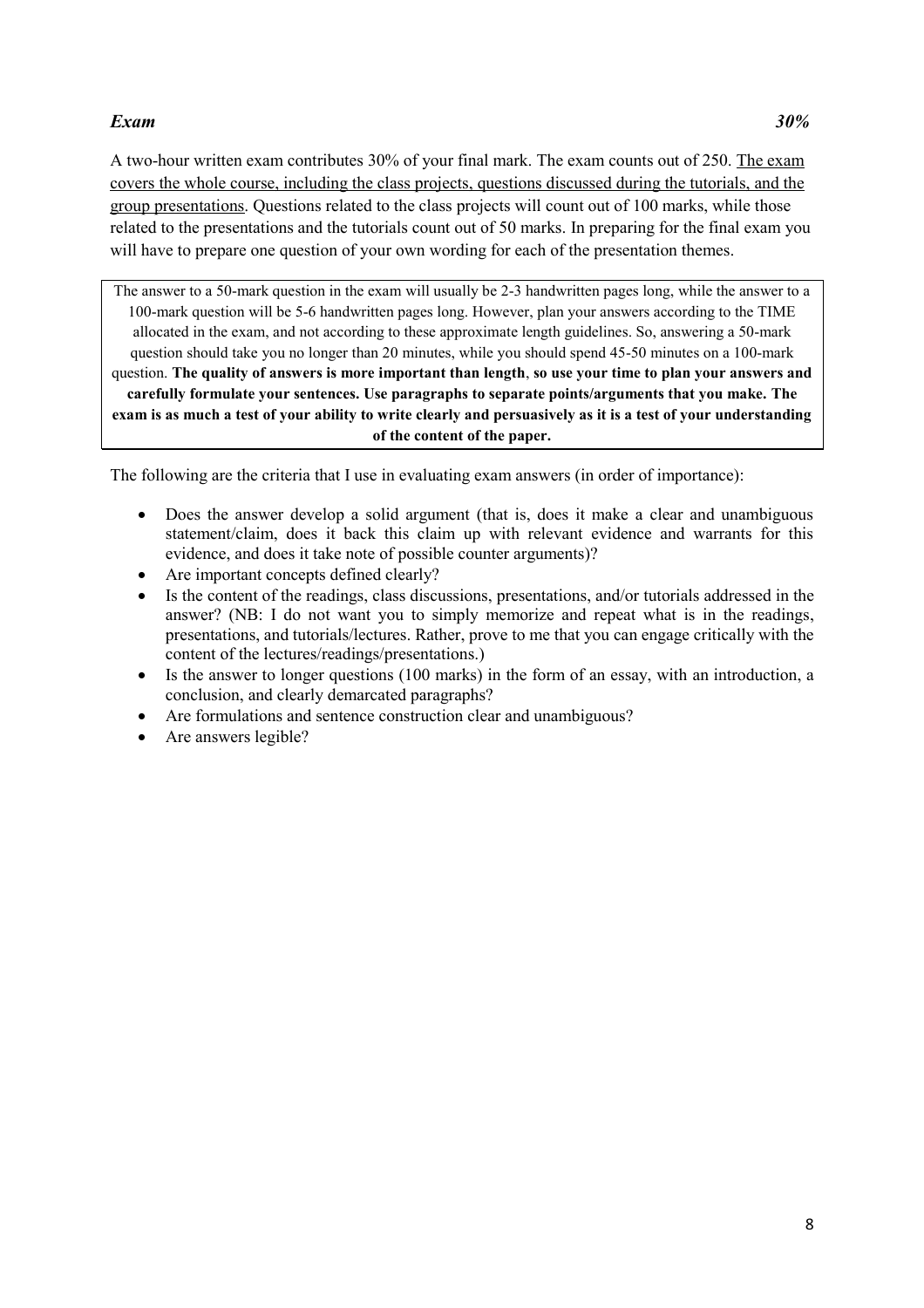***Exam*** ***30%***

A two-hour written exam contributes 30% of your final mark. The exam counts out of 250. The exam covers the whole course, including the class projects, questions discussed during the tutorials, and the group presentations. Questions related to the class projects will count out of 100 marks, while those related to the presentations and the tutorials count out of 50 marks. In preparing for the final exam you will have to prepare one question of your own wording for each of the presentation themes.

The answer to a 50-mark question in the exam will usually be 2-3 handwritten pages long, while the answer to a 100-mark question will be 5-6 handwritten pages long. However, plan your answers according to the TIME allocated in the exam, and not according to these approximate length guidelines. So, answering a 50-mark question should take you no longer than 20 minutes, while you should spend 45-50 minutes on a 100-mark question. **The quality of answers is more important than length**, **so use your time to plan your answers and carefully formulate your sentences. Use paragraphs to separate points/arguments that you make. The exam is as much a test of your ability to write clearly and persuasively as it is a test of your understanding of the content of the paper.**

The following are the criteria that I use in evaluating exam answers (in order of importance):

- Does the answer develop a solid argument (that is, does it make a clear and unambiguous statement/claim, does it back this claim up with relevant evidence and warrants for this evidence, and does it take note of possible counter arguments)?
- Are important concepts defined clearly?
- Is the content of the readings, class discussions, presentations, and/or tutorials addressed in the answer? (NB: I do not want you to simply memorize and repeat what is in the readings, presentations, and tutorials/lectures. Rather, prove to me that you can engage critically with the content of the lectures/readings/presentations.)
- Is the answer to longer questions (100 marks) in the form of an essay, with an introduction, a conclusion, and clearly demarcated paragraphs?
- Are formulations and sentence construction clear and unambiguous?
- Are answers legible?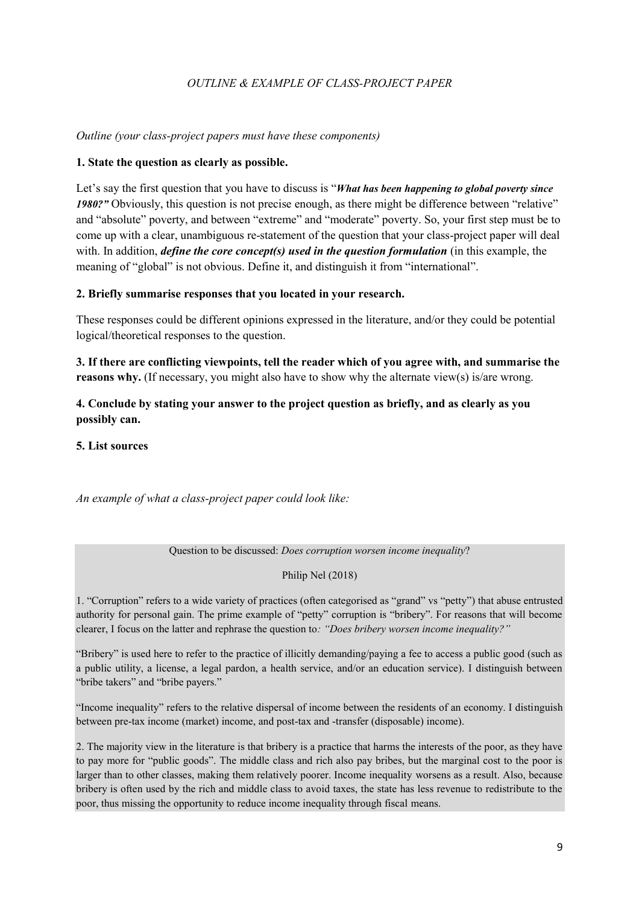*OUTLINE & EXAMPLE OF CLASS-PROJECT PAPER*

*Outline (your class-project papers must have these components)*

**1. State the question as clearly as possible.**

Let's say the first question that you have to discuss is "***What has been happening to global poverty since 1980?"*** Obviously, this question is not precise enough, as there might be difference between "relative" and "absolute" poverty, and between "extreme" and "moderate" poverty. So, your first step must be to come up with a clear, unambiguous re-statement of the question that your class-project paper will deal with. In addition, ***define the core concept(s) used in the question formulation*** (in this example, the meaning of "global" is not obvious. Define it, and distinguish it from "international".

**2. Briefly summarise responses that you located in your research.**

These responses could be different opinions expressed in the literature, and/or they could be potential logical/theoretical responses to the question.

**3. If there are conflicting viewpoints, tell the reader which of you agree with, and summarise the reasons why.** (If necessary, you might also have to show why the alternate view(s) is/are wrong.

**4. Conclude by stating your answer to the project question as briefly, and as clearly as you possibly can.**

**5. List sources**

*An example of what a class-project paper could look like:*

Question to be discussed: *Does corruption worsen income inequality*?

Philip Nel (2018)

1. "Corruption" refers to a wide variety of practices (often categorised as "grand" vs "petty") that abuse entrusted authority for personal gain. The prime example of "petty" corruption is "bribery". For reasons that will become clearer, I focus on the latter and rephrase the question to*: "Does bribery worsen income inequality?"*

"Bribery" is used here to refer to the practice of illicitly demanding/paying a fee to access a public good (such as a public utility, a license, a legal pardon, a health service, and/or an education service). I distinguish between "bribe takers" and "bribe payers."

"Income inequality" refers to the relative dispersal of income between the residents of an economy. I distinguish between pre-tax income (market) income, and post-tax and -transfer (disposable) income).

2. The majority view in the literature is that bribery is a practice that harms the interests of the poor, as they have to pay more for "public goods". The middle class and rich also pay bribes, but the marginal cost to the poor is larger than to other classes, making them relatively poorer. Income inequality worsens as a result. Also, because bribery is often used by the rich and middle class to avoid taxes, the state has less revenue to redistribute to the poor, thus missing the opportunity to reduce income inequality through fiscal means.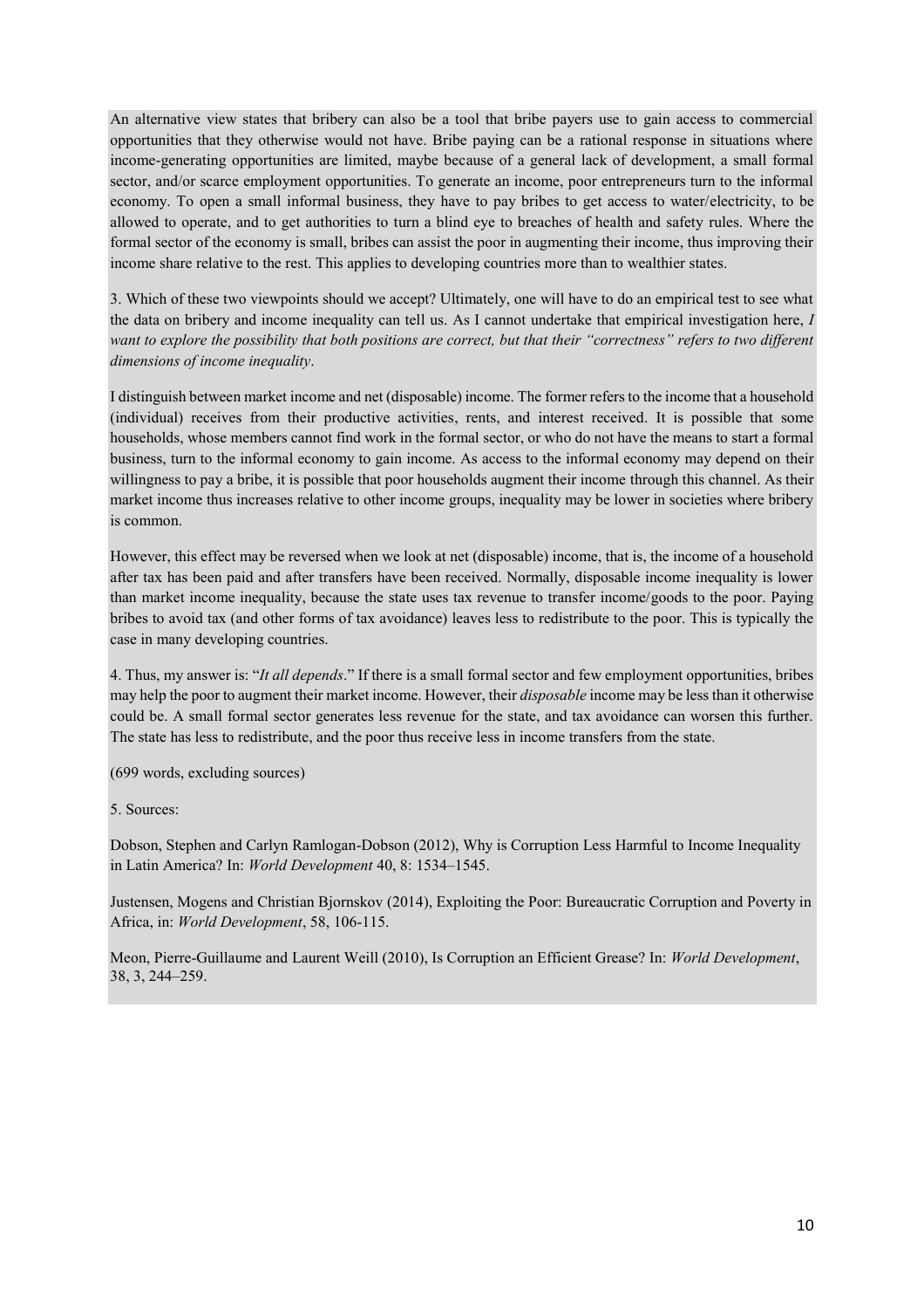An alternative view states that bribery can also be a tool that bribe payers use to gain access to commercial opportunities that they otherwise would not have. Bribe paying can be a rational response in situations where income-generating opportunities are limited, maybe because of a general lack of development, a small formal sector, and/or scarce employment opportunities. To generate an income, poor entrepreneurs turn to the informal economy. To open a small informal business, they have to pay bribes to get access to water/electricity, to be allowed to operate, and to get authorities to turn a blind eye to breaches of health and safety rules. Where the formal sector of the economy is small, bribes can assist the poor in augmenting their income, thus improving their income share relative to the rest. This applies to developing countries more than to wealthier states.

3. Which of these two viewpoints should we accept? Ultimately, one will have to do an empirical test to see what the data on bribery and income inequality can tell us. As I cannot undertake that empirical investigation here, *I want to explore the possibility that both positions are correct, but that their "correctness" refers to two different dimensions of income inequality*.

I distinguish between market income and net (disposable) income. The former refers to the income that a household (individual) receives from their productive activities, rents, and interest received. It is possible that some households, whose members cannot find work in the formal sector, or who do not have the means to start a formal business, turn to the informal economy to gain income. As access to the informal economy may depend on their willingness to pay a bribe, it is possible that poor households augment their income through this channel. As their market income thus increases relative to other income groups, inequality may be lower in societies where bribery is common.

However, this effect may be reversed when we look at net (disposable) income, that is, the income of a household after tax has been paid and after transfers have been received. Normally, disposable income inequality is lower than market income inequality, because the state uses tax revenue to transfer income/goods to the poor. Paying bribes to avoid tax (and other forms of tax avoidance) leaves less to redistribute to the poor. This is typically the case in many developing countries.

4. Thus, my answer is: "*It all depends*." If there is a small formal sector and few employment opportunities, bribes may help the poor to augment their market income. However, their *disposable* income may be less than it otherwise could be. A small formal sector generates less revenue for the state, and tax avoidance can worsen this further. The state has less to redistribute, and the poor thus receive less in income transfers from the state.

(699 words, excluding sources)

5. Sources:

Dobson, Stephen and Carlyn Ramlogan-Dobson (2012), Why is Corruption Less Harmful to Income Inequality in Latin America? In: *World Development* 40, 8: 1534–1545.

Justensen, Mogens and Christian Bjornskov (2014), Exploiting the Poor: Bureaucratic Corruption and Poverty in Africa, in: *World Development*, 58, 106-115.

Meon, Pierre-Guillaume and Laurent Weill (2010), Is Corruption an Efficient Grease? In: *World Development*, 38, 3, 244–259.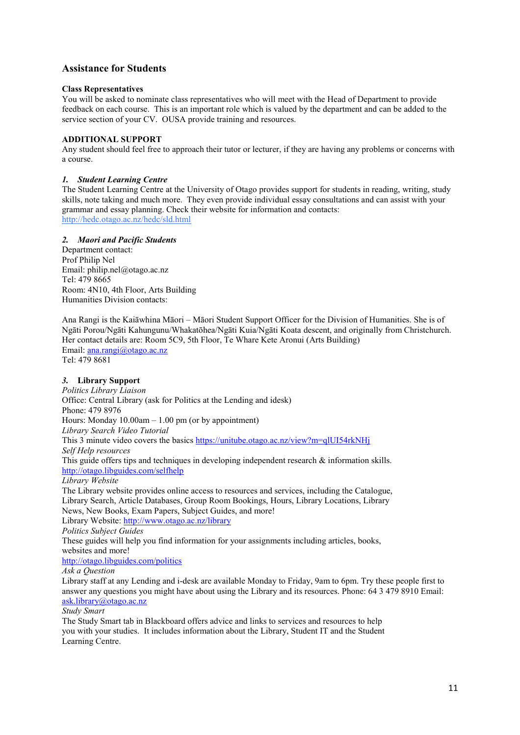## Assistance for Students

**Class Representatives**

You will be asked to nominate class representatives who will meet with the Head of Department to provide feedback on each course. This is an important role which is valued by the department and can be added to the service section of your CV. OUSA provide training and resources.

**ADDITIONAL SUPPORT**

Any student should feel free to approach their tutor or lecturer, if they are having any problems or concerns with a course.

***1. Student Learning Centre***

The Student Learning Centre at the University of Otago provides support for students in reading, writing, study skills, note taking and much more. They even provide individual essay consultations and can assist with your grammar and essay planning. Check their website for information and contacts:
http://hedc.otago.ac.nz/hedc/sld.html

***2. Maori and Pacific Students***

Department contact:
Prof Philip Nel
Email: philip.nel@otago.ac.nz
Tel: 479 8665
Room: 4N10, 4th Floor, Arts Building
Humanities Division contacts:

Ana Rangi is the Kaiāwhina Māori – Māori Student Support Officer for the Division of Humanities. She is of Ngāti Porou/Ngāti Kahungunu/Whakatōhea/Ngāti Kuia/Ngāti Koata descent, and originally from Christchurch. Her contact details are: Room 5C9, 5th Floor, Te Whare Kete Aronui (Arts Building)
Email: ana.rangi@otago.ac.nz
Tel: 479 8681

***3.* Library Support**

*Politics Library Liaison*
Office: Central Library (ask for Politics at the Lending and idesk)
Phone: 479 8976
Hours: Monday 10.00am – 1.00 pm (or by appointment)
*Library Search Video Tutorial*
This 3 minute video covers the basics https://unitube.otago.ac.nz/view?m=qlUI54rkNHj
*Self Help resources*
This guide offers tips and techniques in developing independent research & information skills.
http://otago.libguides.com/selfhelp
*Library Website*
The Library website provides online access to resources and services, including the Catalogue, Library Search, Article Databases, Group Room Bookings, Hours, Library Locations, Library News, New Books, Exam Papers, Subject Guides, and more!
Library Website: http://www.otago.ac.nz/library
*Politics Subject Guides*
These guides will help you find information for your assignments including articles, books, websites and more!
http://otago.libguides.com/politics
*Ask a Question*
Library staff at any Lending and i-desk are available Monday to Friday, 9am to 6pm. Try these people first to answer any questions you might have about using the Library and its resources. Phone: 64 3 479 8910 Email: ask.library@otago.ac.nz
*Study Smart*
The Study Smart tab in Blackboard offers advice and links to services and resources to help you with your studies. It includes information about the Library, Student IT and the Student Learning Centre.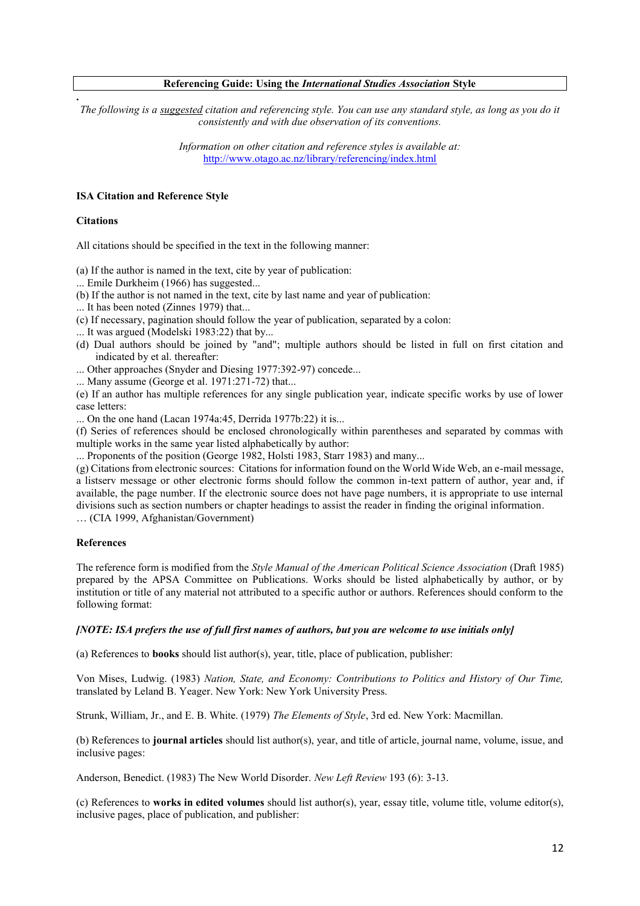**Referencing Guide: Using the *International Studies Association* Style**

.

*The following is a suggested citation and referencing style. You can use any standard style, as long as you do it consistently and with due observation of its conventions.*

*Information on other citation and reference styles is available at:* http://www.otago.ac.nz/library/referencing/index.html

**ISA Citation and Reference Style**

**Citations**

All citations should be specified in the text in the following manner:

(a) If the author is named in the text, cite by year of publication:
... Emile Durkheim (1966) has suggested...
(b) If the author is not named in the text, cite by last name and year of publication:
... It has been noted (Zinnes 1979) that...
(c) If necessary, pagination should follow the year of publication, separated by a colon:
... It was argued (Modelski 1983:22) that by...
(d) Dual authors should be joined by "and"; multiple authors should be listed in full on first citation and indicated by et al. thereafter:
... Other approaches (Snyder and Diesing 1977:392-97) concede...
... Many assume (George et al. 1971:271-72) that...
(e) If an author has multiple references for any single publication year, indicate specific works by use of lower case letters:
... On the one hand (Lacan 1974a:45, Derrida 1977b:22) it is...
(f) Series of references should be enclosed chronologically within parentheses and separated by commas with multiple works in the same year listed alphabetically by author:
... Proponents of the position (George 1982, Holsti 1983, Starr 1983) and many...
(g) Citations from electronic sources: Citations for information found on the World Wide Web, an e-mail message, a listserv message or other electronic forms should follow the common in-text pattern of author, year and, if available, the page number. If the electronic source does not have page numbers, it is appropriate to use internal divisions such as section numbers or chapter headings to assist the reader in finding the original information.
… (CIA 1999, Afghanistan/Government)

**References**

The reference form is modified from the *Style Manual of the American Political Science Association* (Draft 1985) prepared by the APSA Committee on Publications. Works should be listed alphabetically by author, or by institution or title of any material not attributed to a specific author or authors. References should conform to the following format:

***[NOTE: ISA prefers the use of full first names of authors, but you are welcome to use initials only]***

(a) References to **books** should list author(s), year, title, place of publication, publisher:

Von Mises, Ludwig. (1983) *Nation, State, and Economy: Contributions to Politics and History of Our Time,* translated by Leland B. Yeager. New York: New York University Press.

Strunk, William, Jr., and E. B. White. (1979) *The Elements of Style*, 3rd ed. New York: Macmillan.

(b) References to **journal articles** should list author(s), year, and title of article, journal name, volume, issue, and inclusive pages:

Anderson, Benedict. (1983) The New World Disorder. *New Left Review* 193 (6): 3-13.

(c) References to **works in edited volumes** should list author(s), year, essay title, volume title, volume editor(s), inclusive pages, place of publication, and publisher: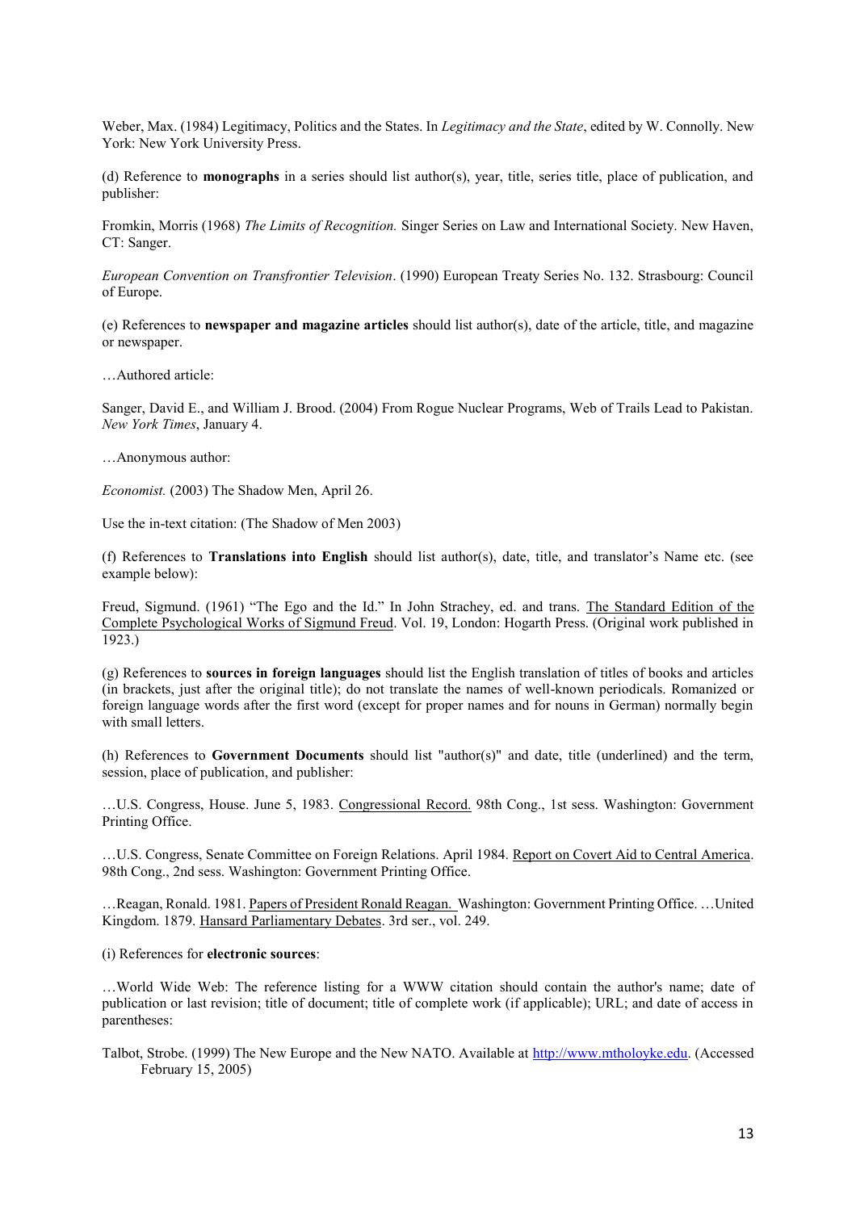Weber, Max. (1984) Legitimacy, Politics and the States. In *Legitimacy and the State*, edited by W. Connolly. New York: New York University Press.

(d) Reference to **monographs** in a series should list author(s), year, title, series title, place of publication, and publisher:

Fromkin, Morris (1968) *The Limits of Recognition.* Singer Series on Law and International Society. New Haven, CT: Sanger.

*European Convention on Transfrontier Television*. (1990) European Treaty Series No. 132. Strasbourg: Council of Europe.

(e) References to **newspaper and magazine articles** should list author(s), date of the article, title, and magazine or newspaper.

…Authored article:

Sanger, David E., and William J. Brood. (2004) From Rogue Nuclear Programs, Web of Trails Lead to Pakistan. *New York Times*, January 4.

…Anonymous author:

*Economist.* (2003) The Shadow Men, April 26.

Use the in-text citation: (The Shadow of Men 2003)

(f) References to **Translations into English** should list author(s), date, title, and translator's Name etc. (see example below):

Freud, Sigmund. (1961) "The Ego and the Id." In John Strachey, ed. and trans. <u>The Standard Edition of the Complete Psychological Works of Sigmund Freud</u>. Vol. 19, London: Hogarth Press. (Original work published in 1923.)

(g) References to **sources in foreign languages** should list the English translation of titles of books and articles (in brackets, just after the original title); do not translate the names of well-known periodicals. Romanized or foreign language words after the first word (except for proper names and for nouns in German) normally begin with small letters.

(h) References to **Government Documents** should list "author(s)" and date, title (underlined) and the term, session, place of publication, and publisher:

…U.S. Congress, House. June 5, 1983. <u>Congressional Record.</u> 98th Cong., 1st sess. Washington: Government Printing Office.

…U.S. Congress, Senate Committee on Foreign Relations. April 1984. <u>Report on Covert Aid to Central America</u>. 98th Cong., 2nd sess. Washington: Government Printing Office.

…Reagan, Ronald. 1981. <u>Papers of President Ronald Reagan.</u> Washington: Government Printing Office. …United Kingdom. 1879. <u>Hansard Parliamentary Debates</u>. 3rd ser., vol. 249.

(i) References for **electronic sources**:

…World Wide Web: The reference listing for a WWW citation should contain the author's name; date of publication or last revision; title of document; title of complete work (if applicable); URL; and date of access in parentheses:

Talbot, Strobe. (1999) The New Europe and the New NATO. Available at http://www.mtholoyke.edu. (Accessed February 15, 2005)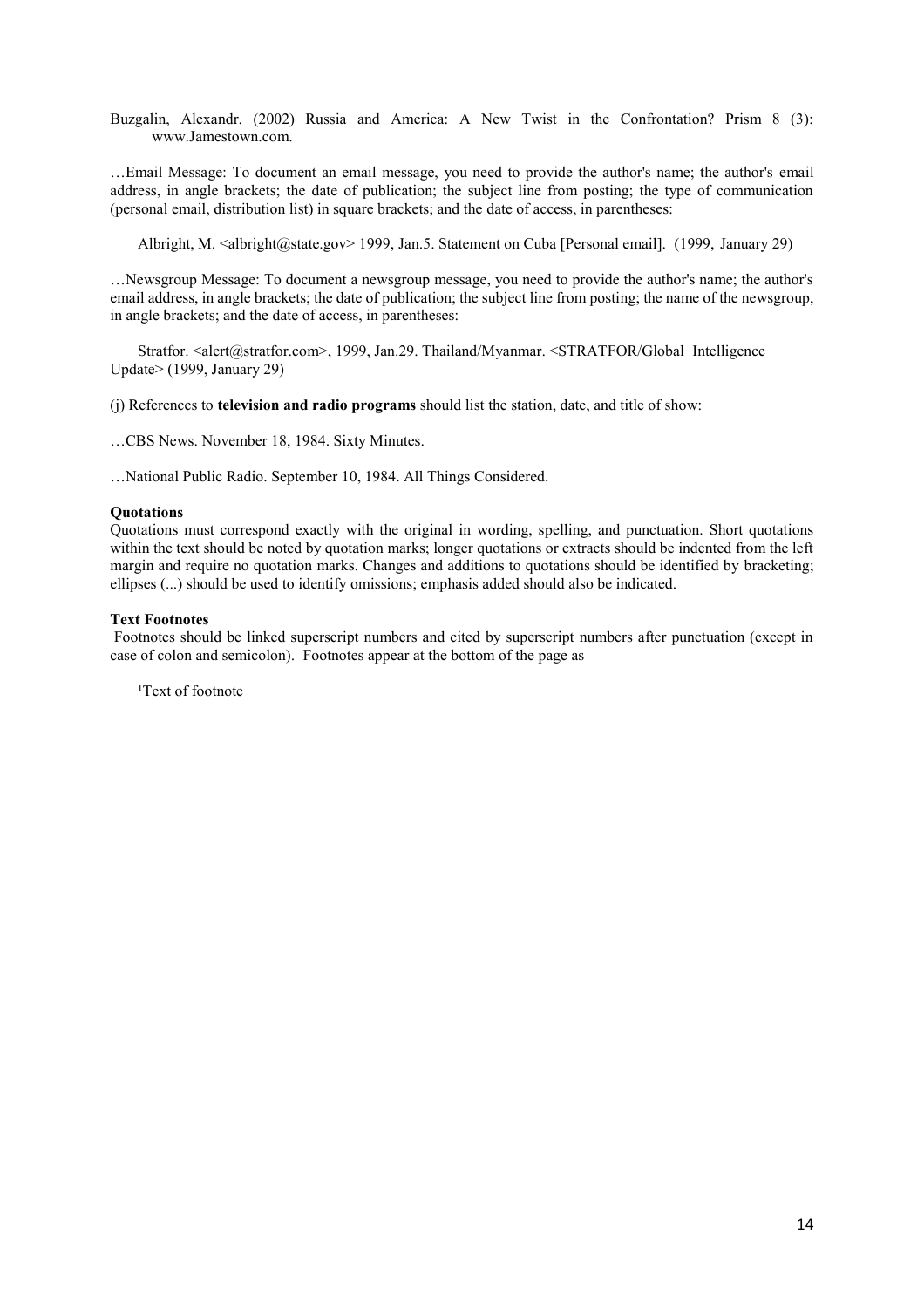Buzgalin, Alexandr. (2002) Russia and America: A New Twist in the Confrontation? Prism 8 (3): www.Jamestown.com.

…Email Message: To document an email message, you need to provide the author's name; the author's email address, in angle brackets; the date of publication; the subject line from posting; the type of communication (personal email, distribution list) in square brackets; and the date of access, in parentheses:

Albright, M. <albright@state.gov> 1999, Jan.5. Statement on Cuba [Personal email]. (1999, January 29)

…Newsgroup Message: To document a newsgroup message, you need to provide the author's name; the author's email address, in angle brackets; the date of publication; the subject line from posting; the name of the newsgroup, in angle brackets; and the date of access, in parentheses:

Stratfor. <alert@stratfor.com>, 1999, Jan.29. Thailand/Myanmar. <STRATFOR/Global Intelligence Update> (1999, January 29)

(j) References to **television and radio programs** should list the station, date, and title of show:

…CBS News. November 18, 1984. Sixty Minutes.

…National Public Radio. September 10, 1984. All Things Considered.

**Quotations**

Quotations must correspond exactly with the original in wording, spelling, and punctuation. Short quotations within the text should be noted by quotation marks; longer quotations or extracts should be indented from the left margin and require no quotation marks. Changes and additions to quotations should be identified by bracketing; ellipses (...) should be used to identify omissions; emphasis added should also be indicated.

**Text Footnotes**

Footnotes should be linked superscript numbers and cited by superscript numbers after punctuation (except in case of colon and semicolon). Footnotes appear at the bottom of the page as

[1]Text of footnote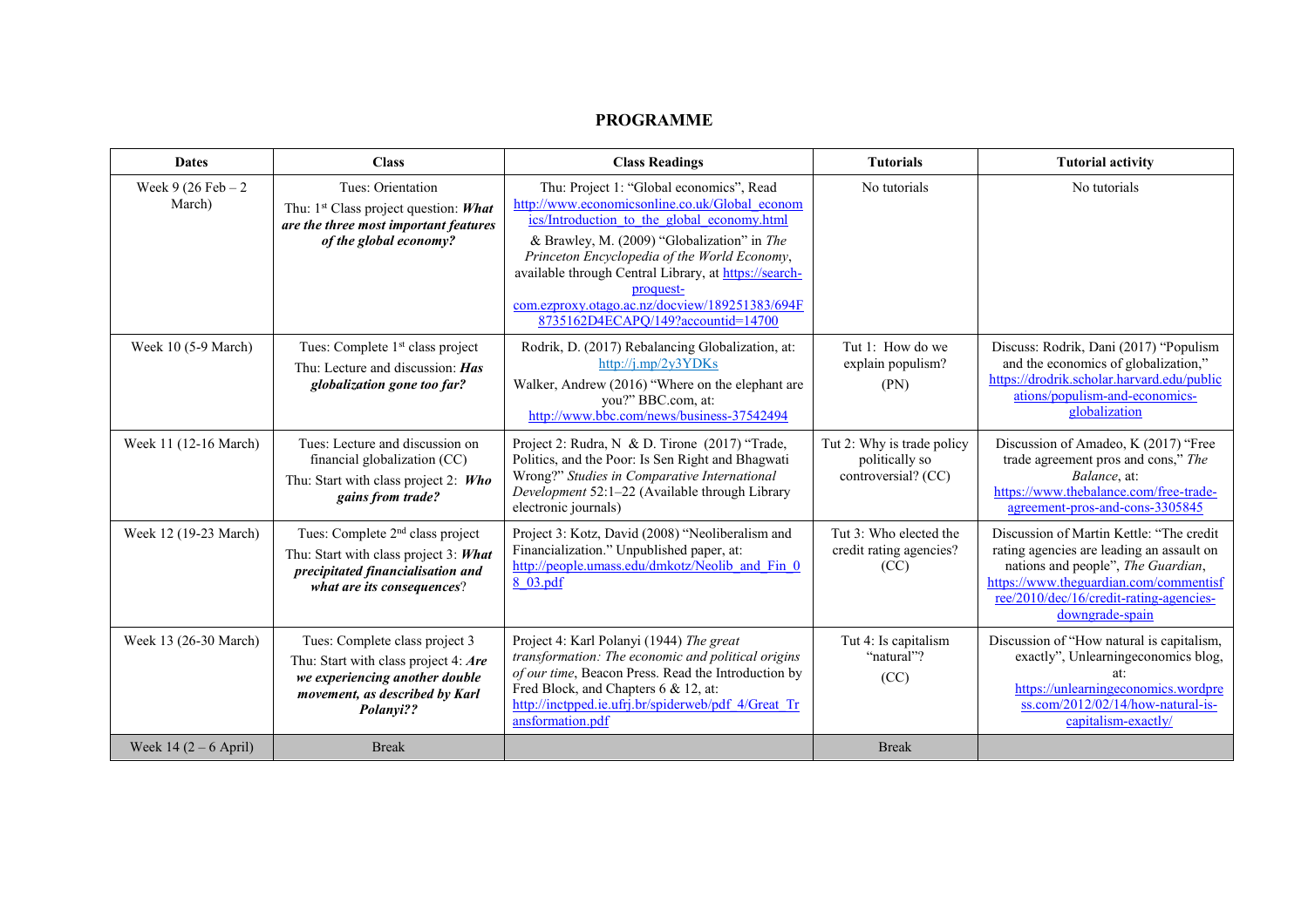# PROGRAMME

| Dates | Class | Class Readings | Tutorials | Tutorial activity |
|---|---|---|---|---|
| Week 9 (26 Feb – 2 March) | Tues: Orientation<br>Thu: 1st Class project question: ***What are the three most important features of the global economy?*** | Thu: Project 1: "Global economics", Read http://www.economicsonline.co.uk/Global_economics/Introduction_to_the_global_economy.html<br>& Brawley, M. (2009) "Globalization" in *The Princeton Encyclopedia of the World Economy*, available through Central Library, at https://search-proquest-com.ezproxy.otago.ac.nz/docview/189251383/694F8735162D4ECAPQ/149?accountid=14700 | No tutorials | No tutorials |
| Week 10 (5-9 March) | Tues: Complete 1st class project<br>Thu: Lecture and discussion: ***Has globalization gone too far?*** | Rodrik, D. (2017) Rebalancing Globalization, at: http://j.mp/2y3YDKs<br>Walker, Andrew (2016) "Where on the elephant are you?" BBC.com, at: http://www.bbc.com/news/business-37542494 | Tut 1: How do we explain populism? (PN) | Discuss: Rodrik, Dani (2017) "Populism and the economics of globalization," https://drodrik.scholar.harvard.edu/publications/populism-and-economics-globalization |
| Week 11 (12-16 March) | Tues: Lecture and discussion on financial globalization (CC)<br>Thu: Start with class project 2: ***Who gains from trade?*** | Project 2: Rudra, N & D. Tirone (2017) "Trade, Politics, and the Poor: Is Sen Right and Bhagwati Wrong?" *Studies in Comparative International Development* 52:1–22 (Available through Library electronic journals) | Tut 2: Why is trade policy politically so controversial? (CC) | Discussion of Amadeo, K (2017) "Free trade agreement pros and cons," *The Balance*, at: https://www.thebalance.com/free-trade-agreement-pros-and-cons-3305845 |
| Week 12 (19-23 March) | Tues: Complete 2nd class project<br>Thu: Start with class project 3: ***What precipitated financialisation and what are its consequences***? | Project 3: Kotz, David (2008) "Neoliberalism and Financialization." Unpublished paper, at: http://people.umass.edu/dmkotz/Neolib_and_Fin_08_03.pdf | Tut 3: Who elected the credit rating agencies? (CC) | Discussion of Martin Kettle: "The credit rating agencies are leading an assault on nations and people", *The Guardian*, https://www.theguardian.com/commentisfree/2010/dec/16/credit-rating-agencies-downgrade-spain |
| Week 13 (26-30 March) | Tues: Complete class project 3<br>Thu: Start with class project 4: ***Are we experiencing another double movement, as described by Karl Polanyi??*** | Project 4: Karl Polanyi (1944) *The great transformation: The economic and political origins of our time*, Beacon Press. Read the Introduction by Fred Block, and Chapters 6 & 12, at: http://inctpped.ie.ufrj.br/spiderweb/pdf_4/Great_Transformation.pdf | Tut 4: Is capitalism "natural"? (CC) | Discussion of "How natural is capitalism, exactly", Unlearningeconomics blog, at: https://unlearningeconomics.wordpress.com/2012/02/14/how-natural-is-capitalism-exactly/ |
| Week 14 (2 – 6 April) | Break | | Break | |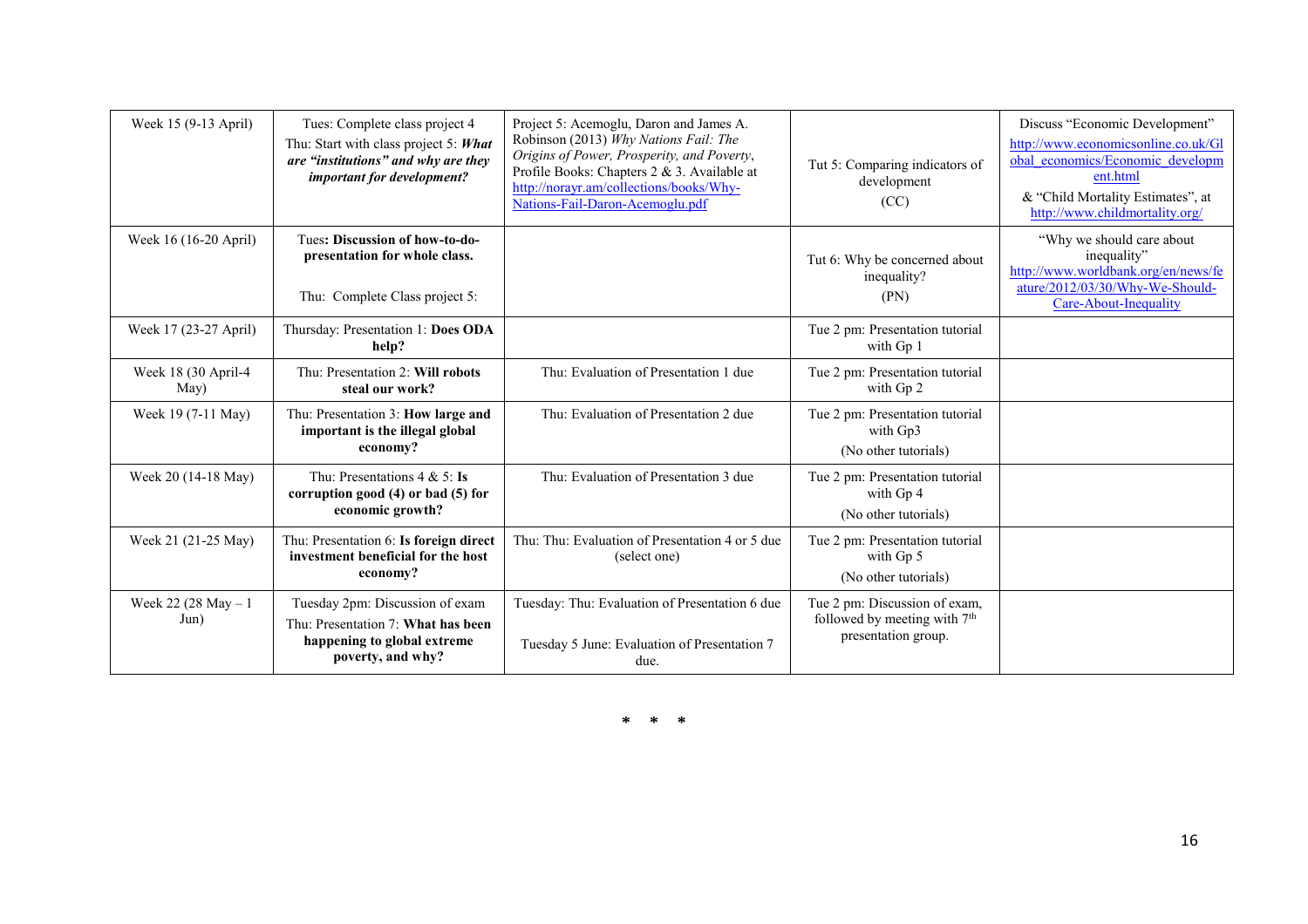| | | | | |
|---|---|---|---|---|
| Week 15 (9-13 April) | Tues: Complete class project 4<br>Thu: Start with class project 5: ***What are "institutions" and why are they important for development?*** | Project 5: Acemoglu, Daron and James A. Robinson (2013) *Why Nations Fail: The Origins of Power, Prosperity, and Poverty*, Profile Books: Chapters 2 & 3. Available at http://norayr.am/collections/books/Why-Nations-Fail-Daron-Acemoglu.pdf | Tut 5: Comparing indicators of development<br>(CC) | Discuss "Economic Development" http://www.economicsonline.co.uk/Global_economics/Economic_development.html<br>& "Child Mortality Estimates", at http://www.childmortality.org/ |
| Week 16 (16-20 April) | Tues**: Discussion of how-to-do-presentation for whole class.**<br><br>Thu: Complete Class project 5: | | Tut 6: Why be concerned about inequality?<br>(PN) | "Why we should care about inequality" http://www.worldbank.org/en/news/feature/2012/03/30/Why-We-Should-Care-About-Inequality |
| Week 17 (23-27 April) | Thursday: Presentation 1: **Does ODA help?** | | Tue 2 pm: Presentation tutorial with Gp 1 | |
| Week 18 (30 April-4 May) | Thu: Presentation 2: **Will robots steal our work?** | Thu: Evaluation of Presentation 1 due | Tue 2 pm: Presentation tutorial with Gp 2 | |
| Week 19 (7-11 May) | Thu: Presentation 3: **How large and important is the illegal global economy?** | Thu: Evaluation of Presentation 2 due | Tue 2 pm: Presentation tutorial with Gp3<br>(No other tutorials) | |
| Week 20 (14-18 May) | Thu: Presentations 4 & 5: **Is corruption good (4) or bad (5) for economic growth?** | Thu: Evaluation of Presentation 3 due | Tue 2 pm: Presentation tutorial with Gp 4<br>(No other tutorials) | |
| Week 21 (21-25 May) | Thu: Presentation 6: **Is foreign direct investment beneficial for the host economy?** | Thu: Thu: Evaluation of Presentation 4 or 5 due (select one) | Tue 2 pm: Presentation tutorial with Gp 5<br>(No other tutorials) | |
| Week 22 (28 May – 1 Jun) | Tuesday 2pm: Discussion of exam<br>Thu: Presentation 7: **What has been happening to global extreme poverty, and why?** | Tuesday: Thu: Evaluation of Presentation 6 due<br><br>Tuesday 5 June: Evaluation of Presentation 7 due. | Tue 2 pm: Discussion of exam, followed by meeting with 7th presentation group. | |

\* \* \*